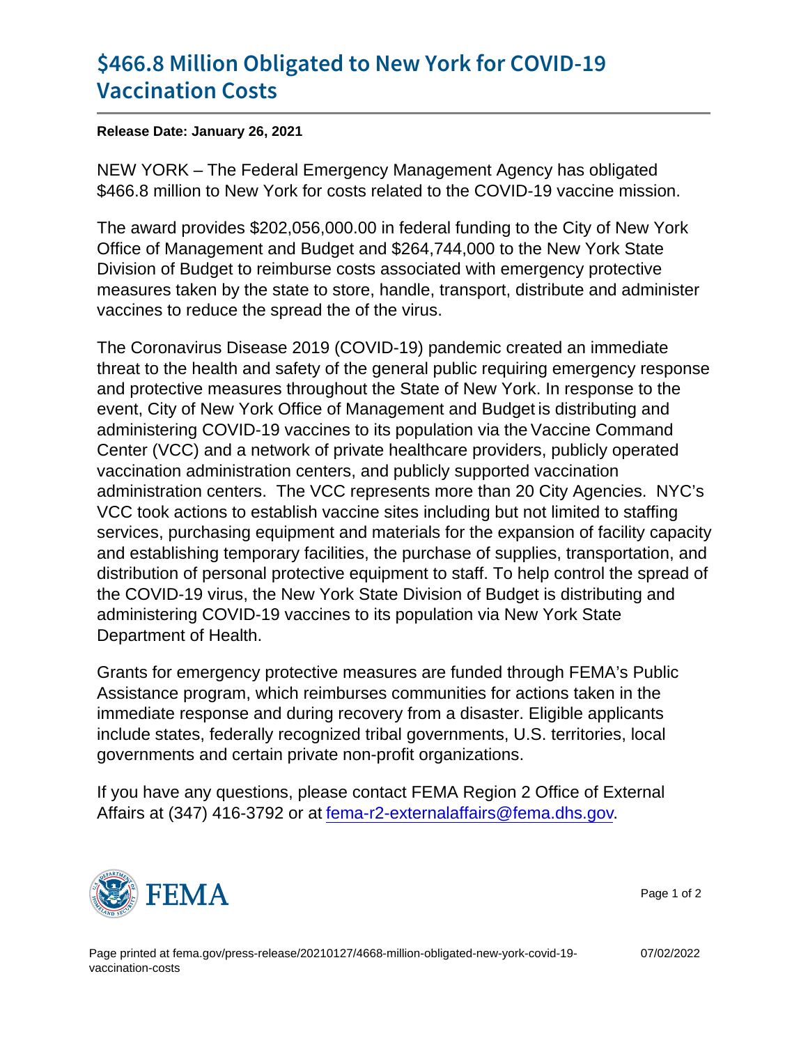# $466.8 Million Obligated to New York for COVID-19 Vaccination Costs

**Release Date: January 26, 2021**

NEW YORK – The Federal Emergency Management Agency has obligated $466.8 million to New York for costs related to the COVID-19 vaccine mission.

The award provides $202,056,000.00 in federal funding to the City of New York Office of Management and Budget and $264,744,000 to the New York State Division of Budget to reimburse costs associated with emergency protective measures taken by the state to store, handle, transport, distribute and administer vaccines to reduce the spread the of the virus.

The Coronavirus Disease 2019 (COVID-19) pandemic created an immediate threat to the health and safety of the general public requiring emergency response and protective measures throughout the State of New York. In response to the event, City of New York Office of Management and Budget is distributing and administering COVID-19 vaccines to its population via the Vaccine Command Center (VCC) and a network of private healthcare providers, publicly operated vaccination administration centers, and publicly supported vaccination administration centers. The VCC represents more than 20 City Agencies. NYC's VCC took actions to establish vaccine sites including but not limited to staffing services, purchasing equipment and materials for the expansion of facility capacity and establishing temporary facilities, the purchase of supplies, transportation, and distribution of personal protective equipment to staff. To help control the spread of the COVID-19 virus, the New York State Division of Budget is distributing and administering COVID-19 vaccines to its population via New York State Department of Health.

Grants for emergency protective measures are funded through FEMA's Public Assistance program, which reimburses communities for actions taken in the immediate response and during recovery from a disaster. Eligible applicants include states, federally recognized tribal governments, U.S. territories, local governments and certain private non-profit organizations.

If you have any questions, please contact FEMA Region 2 Office of External Affairs at (347) 416-3792 or at fema-r2-externalaffairs@fema.dhs.gov.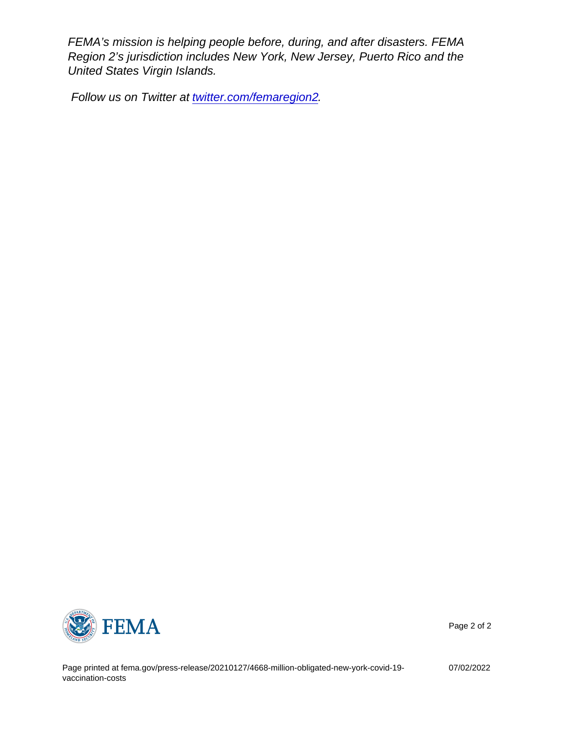*FEMA's mission is helping people before, during, and after disasters. FEMA Region 2's jurisdiction includes New York, New Jersey, Puerto Rico and the United States Virgin Islands.*

*Follow us on Twitter at [twitter.com/femaregion2](https://twitter.com/femaregion2).*